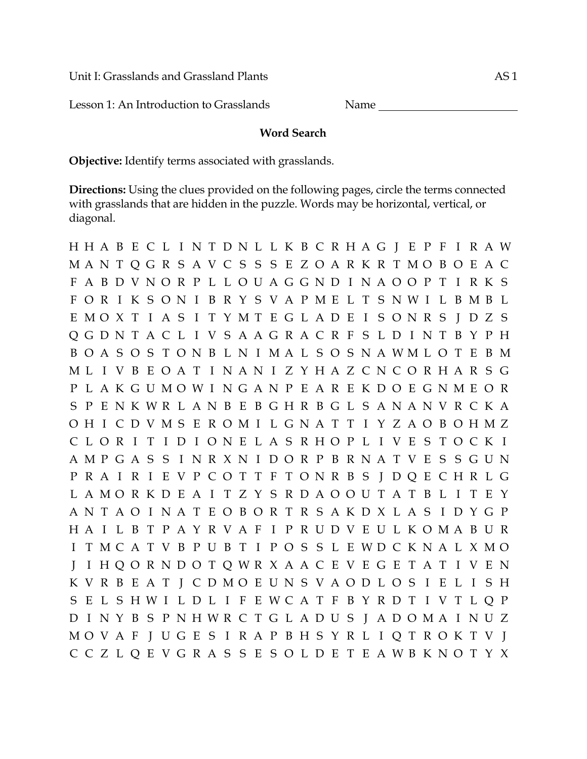Unit I: Grasslands and Grassland Plants AS 1

Lesson 1: An Introduction to Grasslands Name ________________________

### Word Search

**Objective:** Identify terms associated with grasslands.

**Directions:** Using the clues provided on the following pages, circle the terms connected with grasslands that are hidden in the puzzle. Words may be horizontal, vertical, or diagonal.

```
H H A B E C L I N T D N L L K B C R H A G J E P F I R A W
M A N T Q G R S A V C S S S E Z O A R K R T M O B O E A C
F A B D V N O R P L L O U A G G N D I N A O O P T I R K S
F O R I K S O N I B R Y S V A P M E L T S N W I L B M B L
E M O X T I A S I T Y M T E G L A D E I S O N R S J D Z S
Q G D N T A C L I V S A A G R A C R F S L D I N T B Y P H
B O A S O S T O N B L N I M A L S O S N A W M L O T E B M
M L I V B E O A T I N A N I Z Y H A Z C N C O R H A R S G
P L A K G U M O W I N G A N P E A R E K D O E G N M E O R
S P E N K W R L A N B E B G H R B G L S A N A N V R C K A
O H I C D V M S E R O M I L G N A T T I Y Z A O B O H M Z
C L O R I T I D I O N E L A S R H O P L I V E S T O C K I
A M P G A S S I N R X N I D O R P B R N A T V E S S G U N
P R A I R I E V P C O T T F T O N R B S J D Q E C H R L G
L A M O R K D E A I T Z Y S R D A O O U T A T B L I T E Y
A N T A O I N A T E O B O R T R S A K D X L A S I D Y G P
H A I L B T P A Y R V A F I P R U D V E U L K O M A B U R
I T M C A T V B P U B T I P O S S L E W D C K N A L X M O
J I H Q O R N D O T Q W R X A A C E V E G E T A T I V E N
K V R B E A T J C D M O E U N S V A O D L O S I E L I S H
S E L S H W I L D L I F E W C A T F B Y R D T I V T L Q P
D I N Y B S P N H W R C T G L A D U S J A D O M A I N U Z
M O V A F J U G E S I R A P B H S Y R L I Q T R O K T V J
C C Z L Q E V G R A S S E S O L D E T E A W B K N O T Y X
```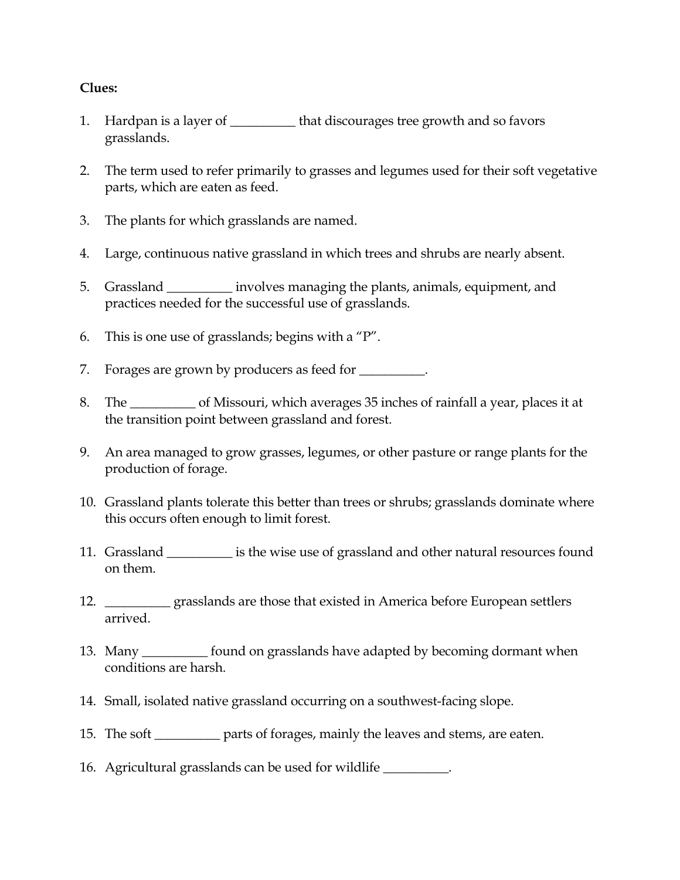**Clues:**

1. Hardpan is a layer of __________ that discourages tree growth and so favors grasslands.

2. The term used to refer primarily to grasses and legumes used for their soft vegetative parts, which are eaten as feed.

3. The plants for which grasslands are named.

4. Large, continuous native grassland in which trees and shrubs are nearly absent.

5. Grassland __________ involves managing the plants, animals, equipment, and practices needed for the successful use of grasslands.

6. This is one use of grasslands; begins with a "P".

7. Forages are grown by producers as feed for __________.

8. The __________ of Missouri, which averages 35 inches of rainfall a year, places it at the transition point between grassland and forest.

9. An area managed to grow grasses, legumes, or other pasture or range plants for the production of forage.

10. Grassland plants tolerate this better than trees or shrubs; grasslands dominate where this occurs often enough to limit forest.

11. Grassland __________ is the wise use of grassland and other natural resources found on them.

12. __________ grasslands are those that existed in America before European settlers arrived.

13. Many __________ found on grasslands have adapted by becoming dormant when conditions are harsh.

14. Small, isolated native grassland occurring on a southwest-facing slope.

15. The soft __________ parts of forages, mainly the leaves and stems, are eaten.

16. Agricultural grasslands can be used for wildlife __________.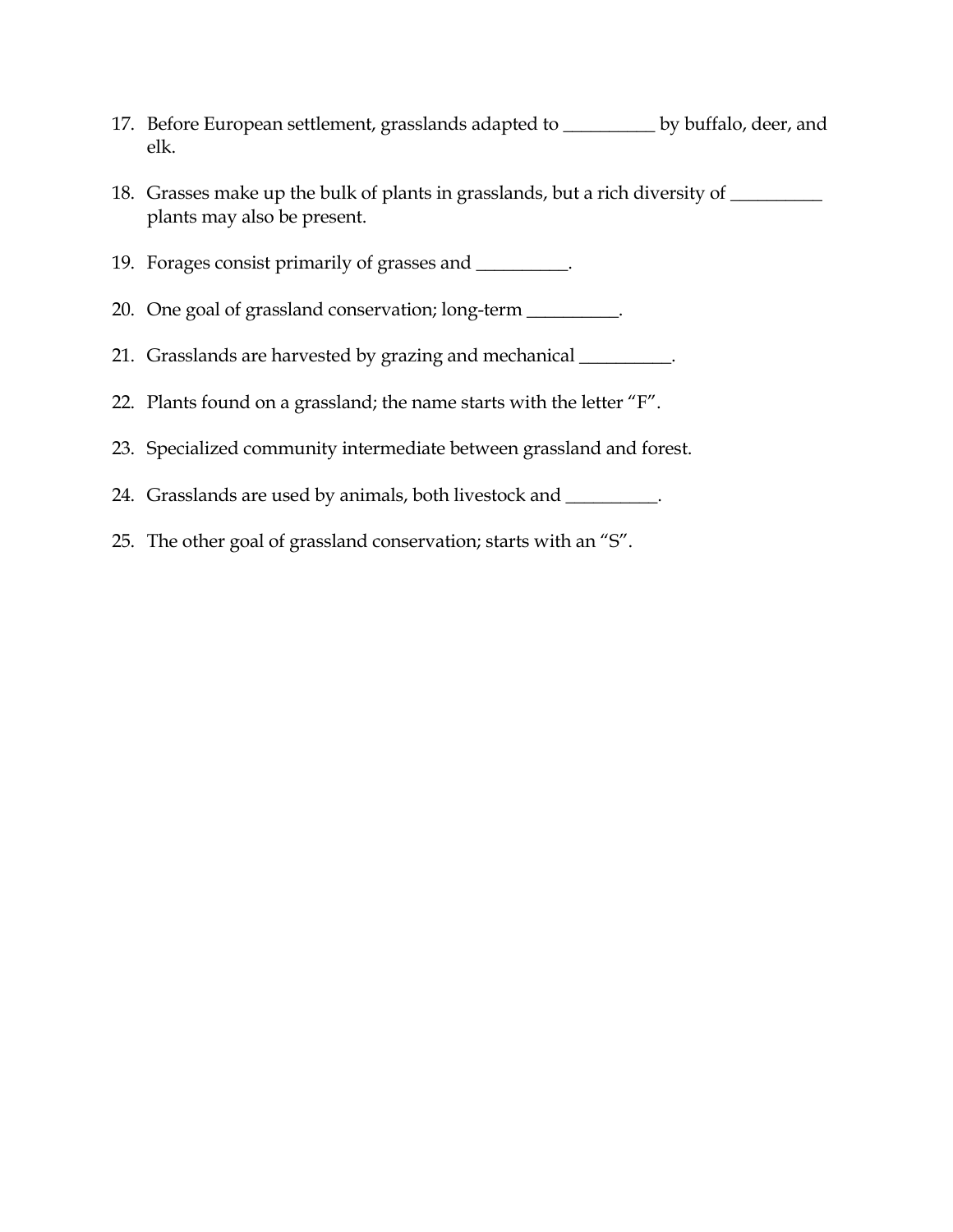17. Before European settlement, grasslands adapted to __________ by buffalo, deer, and elk.

18. Grasses make up the bulk of plants in grasslands, but a rich diversity of __________ plants may also be present.

19. Forages consist primarily of grasses and __________.

20. One goal of grassland conservation; long-term __________.

21. Grasslands are harvested by grazing and mechanical __________.

22. Plants found on a grassland; the name starts with the letter "F".

23. Specialized community intermediate between grassland and forest.

24. Grasslands are used by animals, both livestock and __________.

25. The other goal of grassland conservation; starts with an "S".